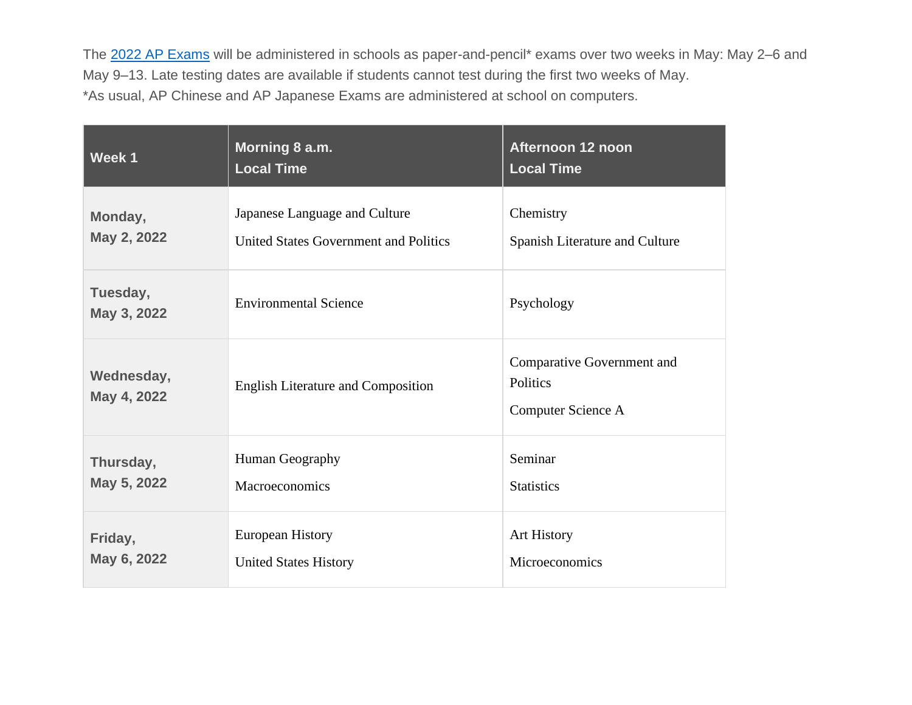The 2022 AP Exams will be administered in schools as paper-and-pencil* exams over two weeks in May: May 2–6 and May 9–13. Late testing dates are available if students cannot test during the first two weeks of May.
*As usual, AP Chinese and AP Japanese Exams are administered at school on computers.

| Week 1 | Morning 8 a.m. Local Time | Afternoon 12 noon Local Time |
| --- | --- | --- |
| Monday, May 2, 2022 | Japanese Language and Culture<br>United States Government and Politics | Chemistry<br>Spanish Literature and Culture |
| Tuesday, May 3, 2022 | Environmental Science | Psychology |
| Wednesday, May 4, 2022 | English Literature and Composition | Comparative Government and Politics<br>Computer Science A |
| Thursday, May 5, 2022 | Human Geography<br>Macroeconomics | Seminar<br>Statistics |
| Friday, May 6, 2022 | European History<br>United States History | Art History<br>Microeconomics |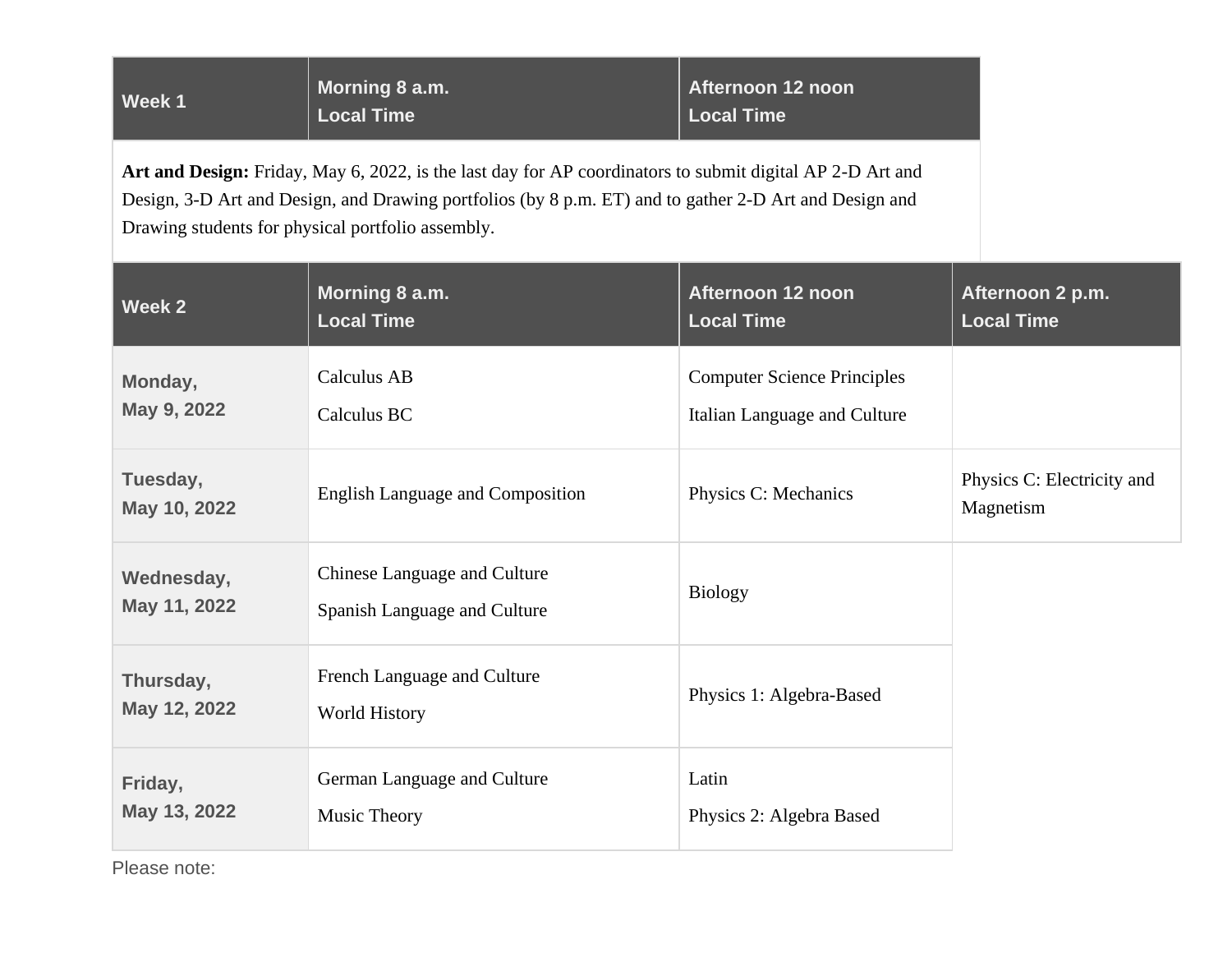| Week 1 | Morning 8 a.m. Local Time | Afternoon 12 noon Local Time |
|---|---|---|
| **Art and Design:** Friday, May 6, 2022, is the last day for AP coordinators to submit digital AP 2-D Art and Design, 3-D Art and Design, and Drawing portfolios (by 8 p.m. ET) and to gather 2-D Art and Design and Drawing students for physical portfolio assembly. | | |

| Week 2 | Morning 8 a.m. Local Time | Afternoon 12 noon Local Time | Afternoon 2 p.m. Local Time |
|---|---|---|---|
| Monday, May 9, 2022 | Calculus AB<br>Calculus BC | Computer Science Principles<br>Italian Language and Culture | |
| Tuesday, May 10, 2022 | English Language and Composition | Physics C: Mechanics | Physics C: Electricity and Magnetism |
| Wednesday, May 11, 2022 | Chinese Language and Culture<br>Spanish Language and Culture | Biology | |
| Thursday, May 12, 2022 | French Language and Culture<br>World History | Physics 1: Algebra-Based | |
| Friday, May 13, 2022 | German Language and Culture<br>Music Theory | Latin<br>Physics 2: Algebra Based | |

Please note: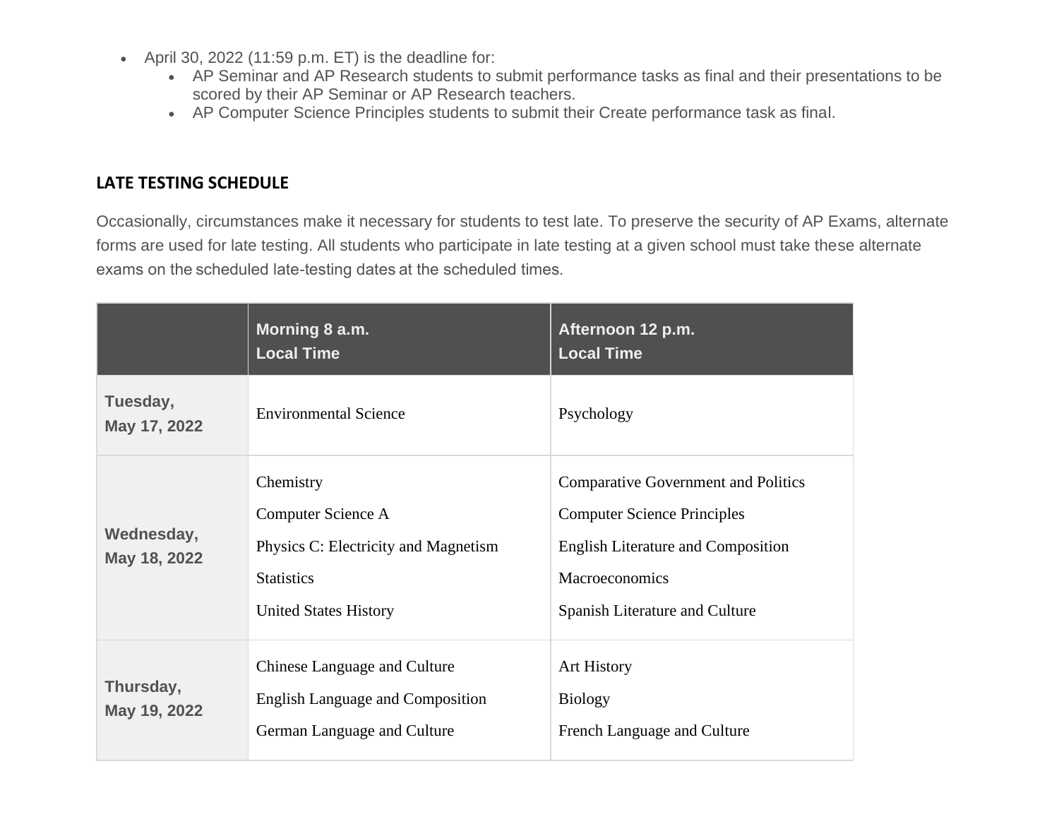- April 30, 2022 (11:59 p.m. ET) is the deadline for:
    - AP Seminar and AP Research students to submit performance tasks as final and their presentations to be scored by their AP Seminar or AP Research teachers.
    - AP Computer Science Principles students to submit their Create performance task as final.

## LATE TESTING SCHEDULE

Occasionally, circumstances make it necessary for students to test late. To preserve the security of AP Exams, alternate forms are used for late testing. All students who participate in late testing at a given school must take these alternate exams on the scheduled late-testing dates at the scheduled times.

| | **Morning 8 a.m. Local Time** | **Afternoon 12 p.m. Local Time** |
|---|---|---|
| **Tuesday, May 17, 2022** | Environmental Science | Psychology |
| **Wednesday, May 18, 2022** | Chemistry<br>Computer Science A<br>Physics C: Electricity and Magnetism<br>Statistics<br>United States History | Comparative Government and Politics<br>Computer Science Principles<br>English Literature and Composition<br>Macroeconomics<br>Spanish Literature and Culture |
| **Thursday, May 19, 2022** | Chinese Language and Culture<br>English Language and Composition<br>German Language and Culture | Art History<br>Biology<br>French Language and Culture |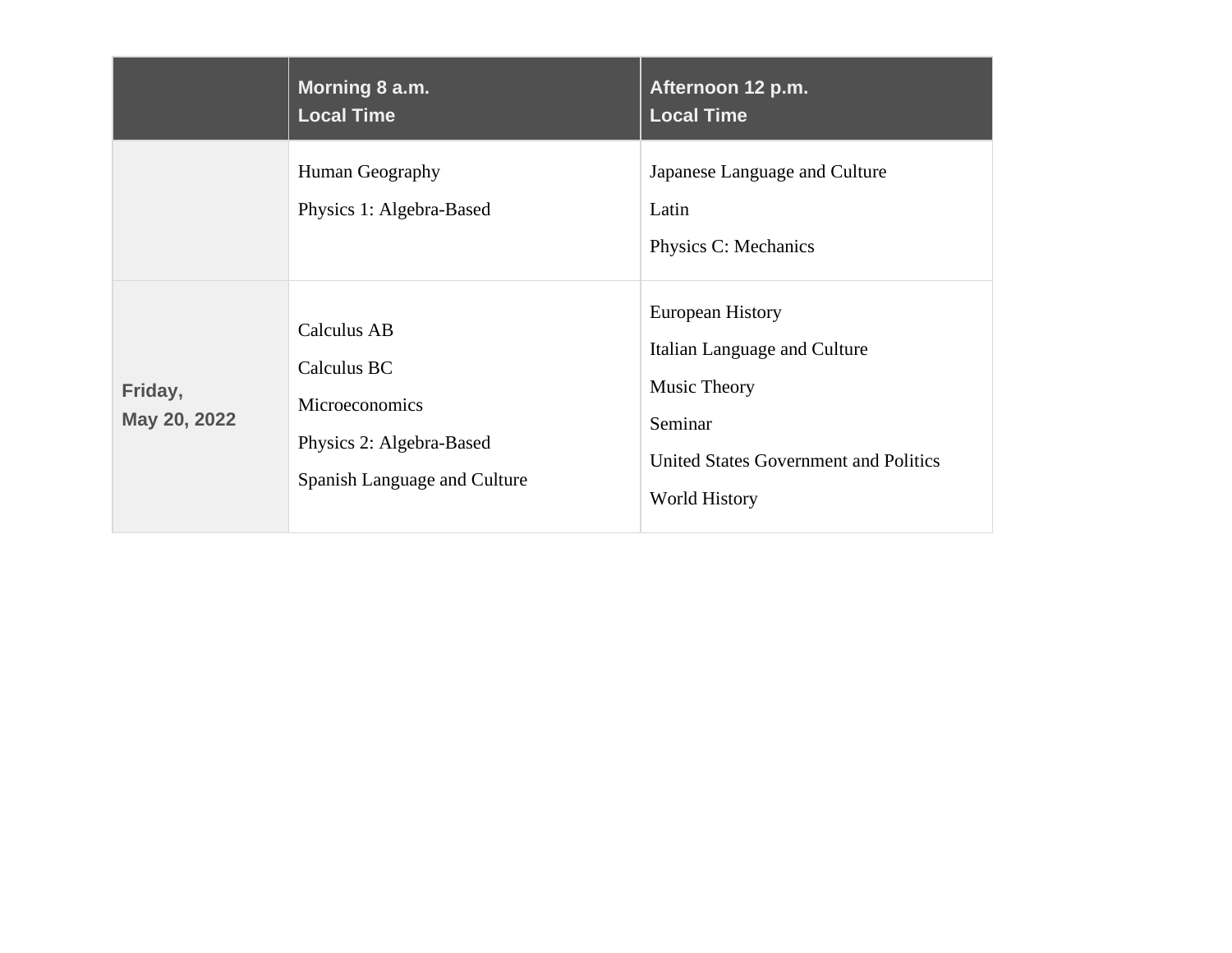| | Morning 8 a.m.<br>Local Time | Afternoon 12 p.m.<br>Local Time |
|---|---|---|
| | Human Geography<br>Physics 1: Algebra-Based | Japanese Language and Culture<br>Latin<br>Physics C: Mechanics |
| **Friday,<br>May 20, 2022** | Calculus AB<br>Calculus BC<br>Microeconomics<br>Physics 2: Algebra-Based<br>Spanish Language and Culture | European History<br>Italian Language and Culture<br>Music Theory<br>Seminar<br>United States Government and Politics<br>World History |